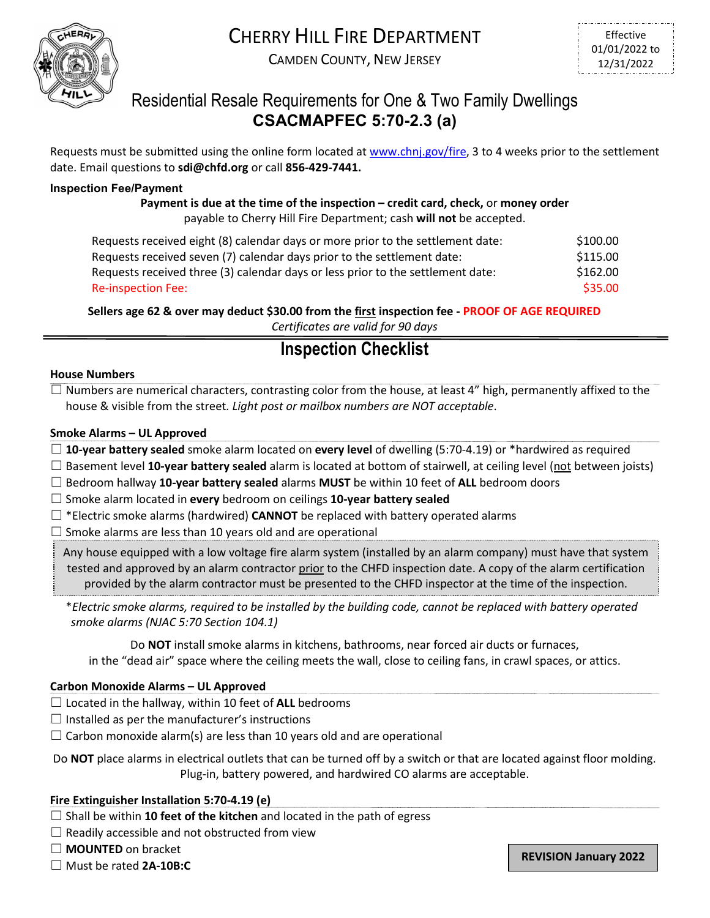# CHERRY HILL FIRE DEPARTMENT

CAMDEN COUNTY, NEW JERSEY

Effective 01/01/2022 to 12/31/2022

## Residential Resale Requirements for One & Two Family Dwellings

## CSACMAPFEC 5:70-2.3 (a)

Requests must be submitted using the online form located at www.chnj.gov/fire, 3 to 4 weeks prior to the settlement date. Email questions to **sdi@chfd.org** or call **856-429-7441.**

### Inspection Fee/Payment

**Payment is due at the time of the inspection – credit card, check,** or **money order** payable to Cherry Hill Fire Department; cash **will not** be accepted.

| | |
|---|---|
| Requests received eight (8) calendar days or more prior to the settlement date: | $100.00 |
| Requests received seven (7) calendar days prior to the settlement date: | $115.00 |
| Requests received three (3) calendar days or less prior to the settlement date: | $162.00 |
| Re-inspection Fee: | $35.00 |

**Sellers age 62 & over may deduct $30.00 from the first inspection fee - PROOF OF AGE REQUIRED**

*Certificates are valid for 90 days*

## Inspection Checklist

### House Numbers

☐ Numbers are numerical characters, contrasting color from the house, at least 4" high, permanently affixed to the house & visible from the street. *Light post or mailbox numbers are NOT acceptable*.

### Smoke Alarms – UL Approved

☐ **10-year battery sealed** smoke alarm located on **every level** of dwelling (5:70-4.19) or *hardwired as required

☐ Basement level **10-year battery sealed** alarm is located at bottom of stairwell, at ceiling level (not between joists)

☐ Bedroom hallway **10-year battery sealed** alarms **MUST** be within 10 feet of **ALL** bedroom doors

☐ Smoke alarm located in **every** bedroom on ceilings **10-year battery sealed**

☐ *Electric smoke alarms (hardwired) **CANNOT** be replaced with battery operated alarms

☐ Smoke alarms are less than 10 years old and are operational

Any house equipped with a low voltage fire alarm system (installed by an alarm company) must have that system tested and approved by an alarm contractor prior to the CHFD inspection date. A copy of the alarm certification provided by the alarm contractor must be presented to the CHFD inspector at the time of the inspection.

**Electric smoke alarms, required to be installed by the building code, cannot be replaced with battery operated smoke alarms (NJAC 5:70 Section 104.1)*

Do **NOT** install smoke alarms in kitchens, bathrooms, near forced air ducts or furnaces, in the "dead air" space where the ceiling meets the wall, close to ceiling fans, in crawl spaces, or attics.

### Carbon Monoxide Alarms – UL Approved

☐ Located in the hallway, within 10 feet of **ALL** bedrooms

☐ Installed as per the manufacturer's instructions

☐ Carbon monoxide alarm(s) are less than 10 years old and are operational

Do **NOT** place alarms in electrical outlets that can be turned off by a switch or that are located against floor molding. Plug-in, battery powered, and hardwired CO alarms are acceptable.

### Fire Extinguisher Installation 5:70-4.19 (e)

☐ Shall be within **10 feet of the kitchen** and located in the path of egress

☐ Readily accessible and not obstructed from view

☐ **MOUNTED** on bracket

☐ Must be rated **2A-10B:C**

**REVISION January 2022**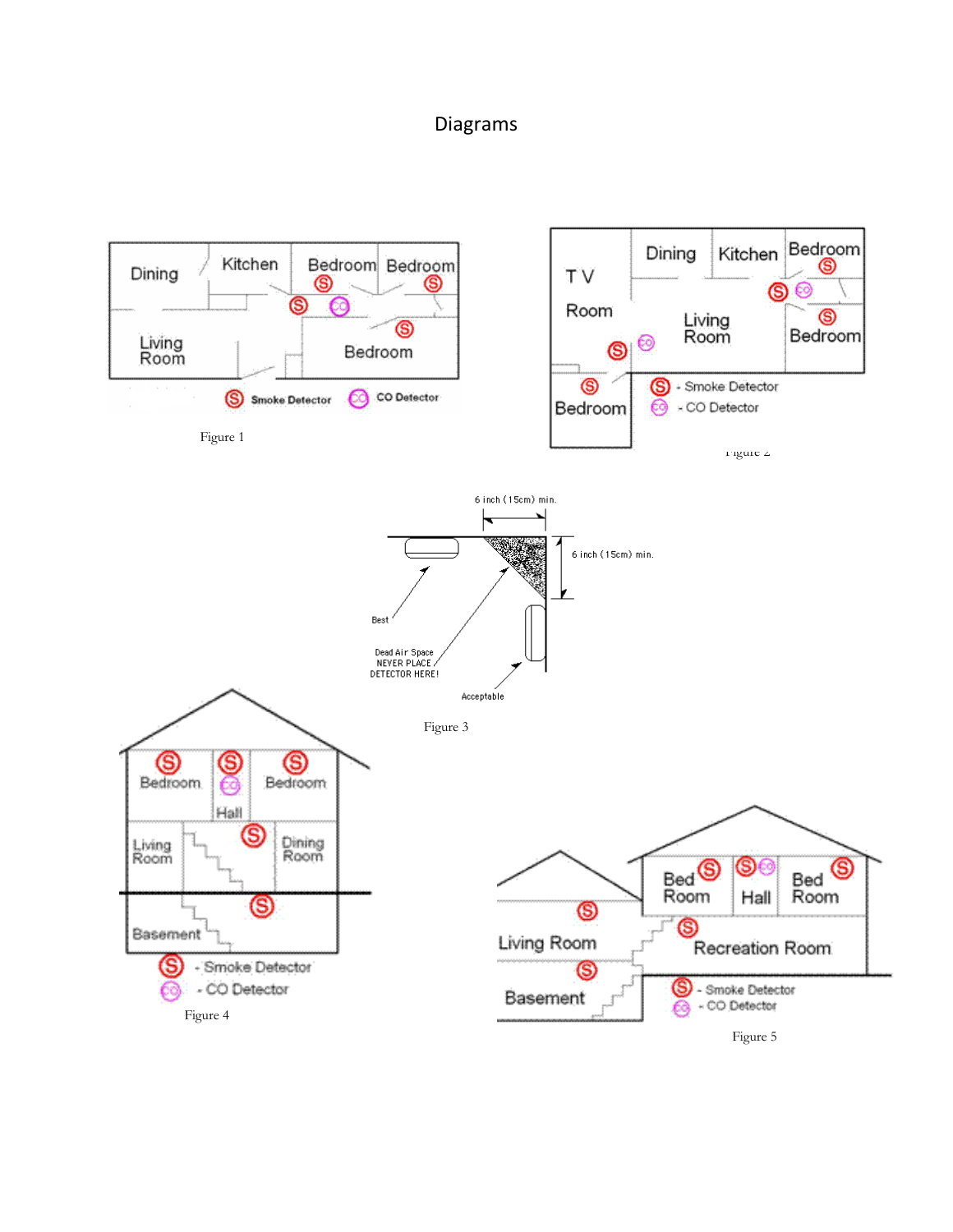# Diagrams

Dining
Kitchen
Bedroom
Bedroom
Living Room
Bedroom
Smoke Detector
CO Detector

Figure 1

T V Room
Dining
Kitchen
Bedroom
Living Room
Bedroom
Bedroom
- Smoke Detector
- CO Detector

Figure 2

6 inch (15cm) min.
6 inch (15cm) min.
Best
Dead Air Space
NEVER PLACE
DETECTOR HERE!
Acceptable

Figure 3

Bedroom
Hall
Bedroom
Living Room
Dining Room
Basement
- Smoke Detector
- CO Detector

Figure 4

Bed Room
Hall
Bed Room
Living Room
Recreation Room
Basement
- Smoke Detector
- CO Detector

Figure 5